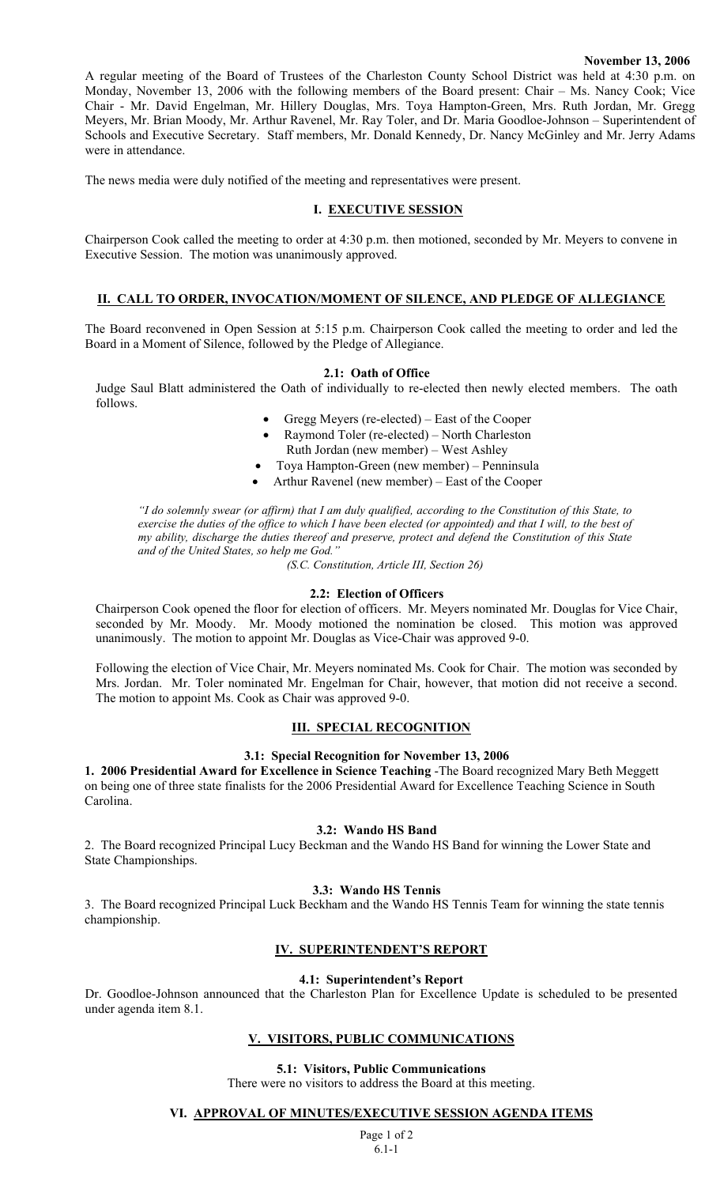**November 13, 2006**

A regular meeting of the Board of Trustees of the Charleston County School District was held at 4:30 p.m. on Monday, November 13, 2006 with the following members of the Board present: Chair – Ms. Nancy Cook; Vice Chair - Mr. David Engelman, Mr. Hillery Douglas, Mrs. Toya Hampton-Green, Mrs. Ruth Jordan, Mr. Gregg Meyers, Mr. Brian Moody, Mr. Arthur Ravenel, Mr. Ray Toler, and Dr. Maria Goodloe-Johnson – Superintendent of Schools and Executive Secretary. Staff members, Mr. Donald Kennedy, Dr. Nancy McGinley and Mr. Jerry Adams were in attendance.

The news media were duly notified of the meeting and representatives were present.

## I. EXECUTIVE SESSION

Chairperson Cook called the meeting to order at 4:30 p.m. then motioned, seconded by Mr. Meyers to convene in Executive Session. The motion was unanimously approved.

## II. CALL TO ORDER, INVOCATION/MOMENT OF SILENCE, AND PLEDGE OF ALLEGIANCE

The Board reconvened in Open Session at 5:15 p.m. Chairperson Cook called the meeting to order and led the Board in a Moment of Silence, followed by the Pledge of Allegiance.

### 2.1: Oath of Office

Judge Saul Blatt administered the Oath of individually to re-elected then newly elected members. The oath follows.

- Gregg Meyers (re-elected) – East of the Cooper
- Raymond Toler (re-elected) – North Charleston
  Ruth Jordan (new member) – West Ashley
- Toya Hampton-Green (new member) – Penninsula
- Arthur Ravenel (new member) – East of the Cooper

*"I do solemnly swear (or affirm) that I am duly qualified, according to the Constitution of this State, to exercise the duties of the office to which I have been elected (or appointed) and that I will, to the best of my ability, discharge the duties thereof and preserve, protect and defend the Constitution of this State and of the United States, so help me God."*

*(S.C. Constitution, Article III, Section 26)*

### 2.2: Election of Officers

Chairperson Cook opened the floor for election of officers. Mr. Meyers nominated Mr. Douglas for Vice Chair, seconded by Mr. Moody. Mr. Moody motioned the nomination be closed. This motion was approved unanimously. The motion to appoint Mr. Douglas as Vice-Chair was approved 9-0.

Following the election of Vice Chair, Mr. Meyers nominated Ms. Cook for Chair. The motion was seconded by Mrs. Jordan. Mr. Toler nominated Mr. Engelman for Chair, however, that motion did not receive a second. The motion to appoint Ms. Cook as Chair was approved 9-0.

## III. SPECIAL RECOGNITION

### 3.1: Special Recognition for November 13, 2006

**1. 2006 Presidential Award for Excellence in Science Teaching** -The Board recognized Mary Beth Meggett on being one of three state finalists for the 2006 Presidential Award for Excellence Teaching Science in South Carolina.

### 3.2: Wando HS Band

2. The Board recognized Principal Lucy Beckman and the Wando HS Band for winning the Lower State and State Championships.

### 3.3: Wando HS Tennis

3. The Board recognized Principal Luck Beckham and the Wando HS Tennis Team for winning the state tennis championship.

## IV. SUPERINTENDENT'S REPORT

### 4.1: Superintendent's Report

Dr. Goodloe-Johnson announced that the Charleston Plan for Excellence Update is scheduled to be presented under agenda item 8.1.

## V. VISITORS, PUBLIC COMMUNICATIONS

### 5.1: Visitors, Public Communications

There were no visitors to address the Board at this meeting.

## VI. APPROVAL OF MINUTES/EXECUTIVE SESSION AGENDA ITEMS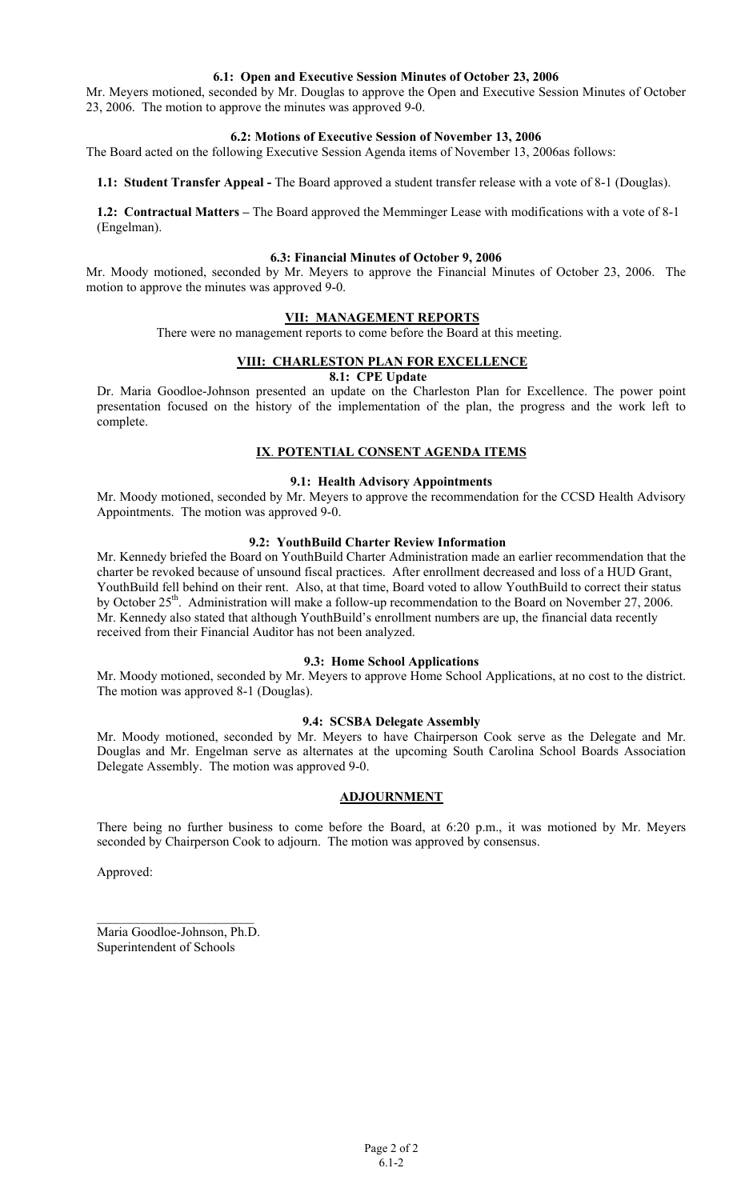#### 6.1: Open and Executive Session Minutes of October 23, 2006

Mr. Meyers motioned, seconded by Mr. Douglas to approve the Open and Executive Session Minutes of October 23, 2006. The motion to approve the minutes was approved 9-0.

#### 6.2: Motions of Executive Session of November 13, 2006

The Board acted on the following Executive Session Agenda items of November 13, 2006as follows:

**1.1: Student Transfer Appeal -** The Board approved a student transfer release with a vote of 8-1 (Douglas).

**1.2: Contractual Matters –** The Board approved the Memminger Lease with modifications with a vote of 8-1 (Engelman).

#### 6.3: Financial Minutes of October 9, 2006

Mr. Moody motioned, seconded by Mr. Meyers to approve the Financial Minutes of October 23, 2006. The motion to approve the minutes was approved 9-0.

## VII: MANAGEMENT REPORTS

There were no management reports to come before the Board at this meeting.

## VIII: CHARLESTON PLAN FOR EXCELLENCE

#### 8.1: CPE Update

Dr. Maria Goodloe-Johnson presented an update on the Charleston Plan for Excellence. The power point presentation focused on the history of the implementation of the plan, the progress and the work left to complete.

## IX. POTENTIAL CONSENT AGENDA ITEMS

#### 9.1: Health Advisory Appointments

Mr. Moody motioned, seconded by Mr. Meyers to approve the recommendation for the CCSD Health Advisory Appointments. The motion was approved 9-0.

#### 9.2: YouthBuild Charter Review Information

Mr. Kennedy briefed the Board on YouthBuild Charter Administration made an earlier recommendation that the charter be revoked because of unsound fiscal practices. After enrollment decreased and loss of a HUD Grant, YouthBuild fell behind on their rent. Also, at that time, Board voted to allow YouthBuild to correct their status by October 25th. Administration will make a follow-up recommendation to the Board on November 27, 2006. Mr. Kennedy also stated that although YouthBuild's enrollment numbers are up, the financial data recently received from their Financial Auditor has not been analyzed.

#### 9.3: Home School Applications

Mr. Moody motioned, seconded by Mr. Meyers to approve Home School Applications, at no cost to the district. The motion was approved 8-1 (Douglas).

#### 9.4: SCSBA Delegate Assembly

Mr. Moody motioned, seconded by Mr. Meyers to have Chairperson Cook serve as the Delegate and Mr. Douglas and Mr. Engelman serve as alternates at the upcoming South Carolina School Boards Association Delegate Assembly. The motion was approved 9-0.

## ADJOURNMENT

There being no further business to come before the Board, at 6:20 p.m., it was motioned by Mr. Meyers seconded by Chairperson Cook to adjourn. The motion was approved by consensus.

Approved:

\_\_\_\_\_\_\_\_\_\_\_\_\_\_\_\_\_\_\_\_\_\_\_\_

Maria Goodloe-Johnson, Ph.D.
Superintendent of Schools

6.1-2